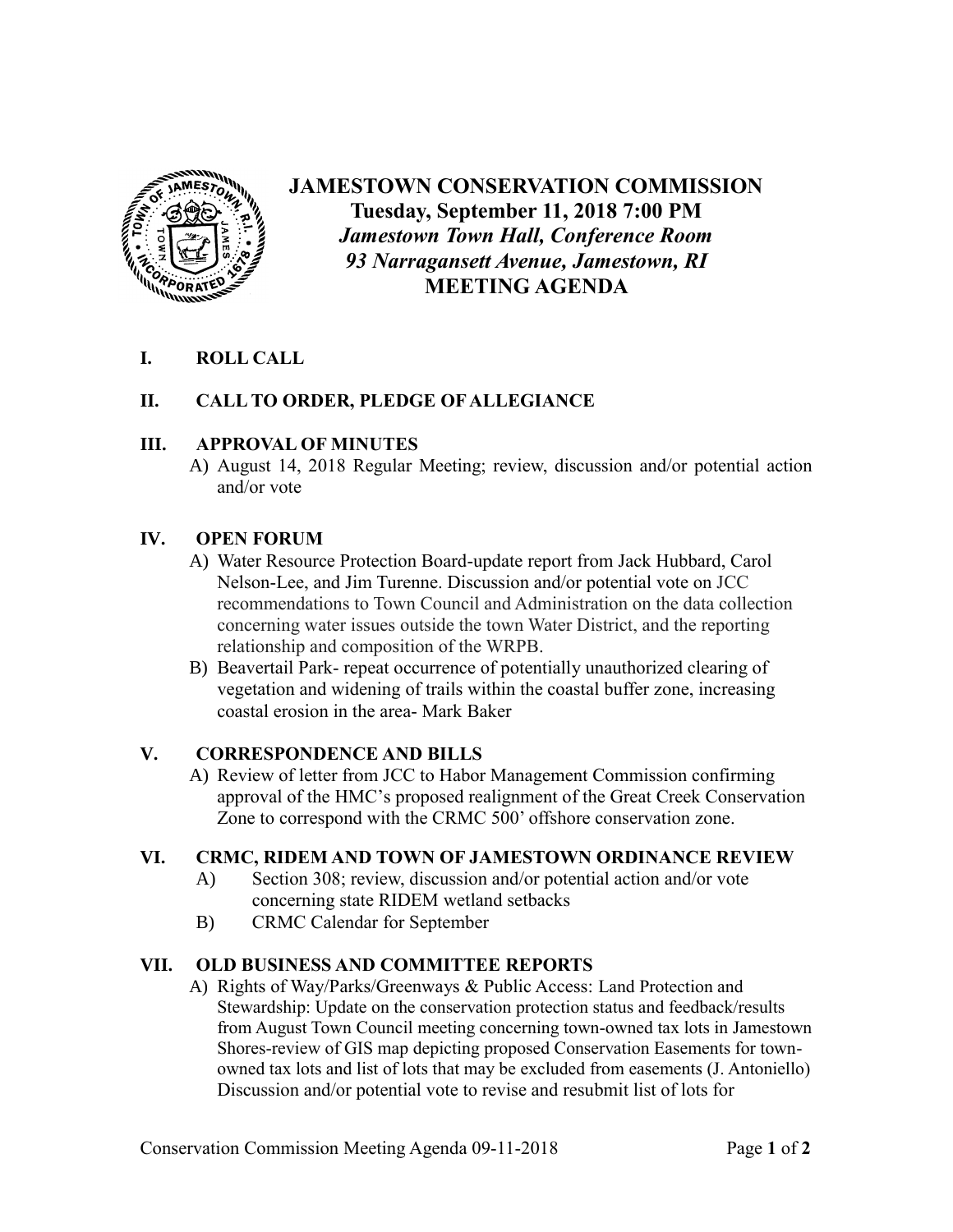# JAMESTOWN CONSERVATION COMMISSION

**Tuesday, September 11, 2018 7:00 PM**

***Jamestown Town Hall, Conference Room***

***93 Narragansett Avenue, Jamestown, RI***

**MEETING AGENDA**

## I. ROLL CALL

## II. CALL TO ORDER, PLEDGE OF ALLEGIANCE

## III. APPROVAL OF MINUTES

A) August 14, 2018 Regular Meeting; review, discussion and/or potential action and/or vote

## IV. OPEN FORUM

A) Water Resource Protection Board-update report from Jack Hubbard, Carol Nelson-Lee, and Jim Turenne. Discussion and/or potential vote on JCC recommendations to Town Council and Administration on the data collection concerning water issues outside the town Water District, and the reporting relationship and composition of the WRPB.

B) Beavertail Park- repeat occurrence of potentially unauthorized clearing of vegetation and widening of trails within the coastal buffer zone, increasing coastal erosion in the area- Mark Baker

## V. CORRESPONDENCE AND BILLS

A) Review of letter from JCC to Habor Management Commission confirming approval of the HMC's proposed realignment of the Great Creek Conservation Zone to correspond with the CRMC 500' offshore conservation zone.

## VI. CRMC, RIDEM AND TOWN OF JAMESTOWN ORDINANCE REVIEW

A) Section 308; review, discussion and/or potential action and/or vote concerning state RIDEM wetland setbacks

B) CRMC Calendar for September

## VII. OLD BUSINESS AND COMMITTEE REPORTS

A) Rights of Way/Parks/Greenways & Public Access: Land Protection and Stewardship: Update on the conservation protection status and feedback/results from August Town Council meeting concerning town-owned tax lots in Jamestown Shores-review of GIS map depicting proposed Conservation Easements for town-owned tax lots and list of lots that may be excluded from easements (J. Antoniello) Discussion and/or potential vote to revise and resubmit list of lots for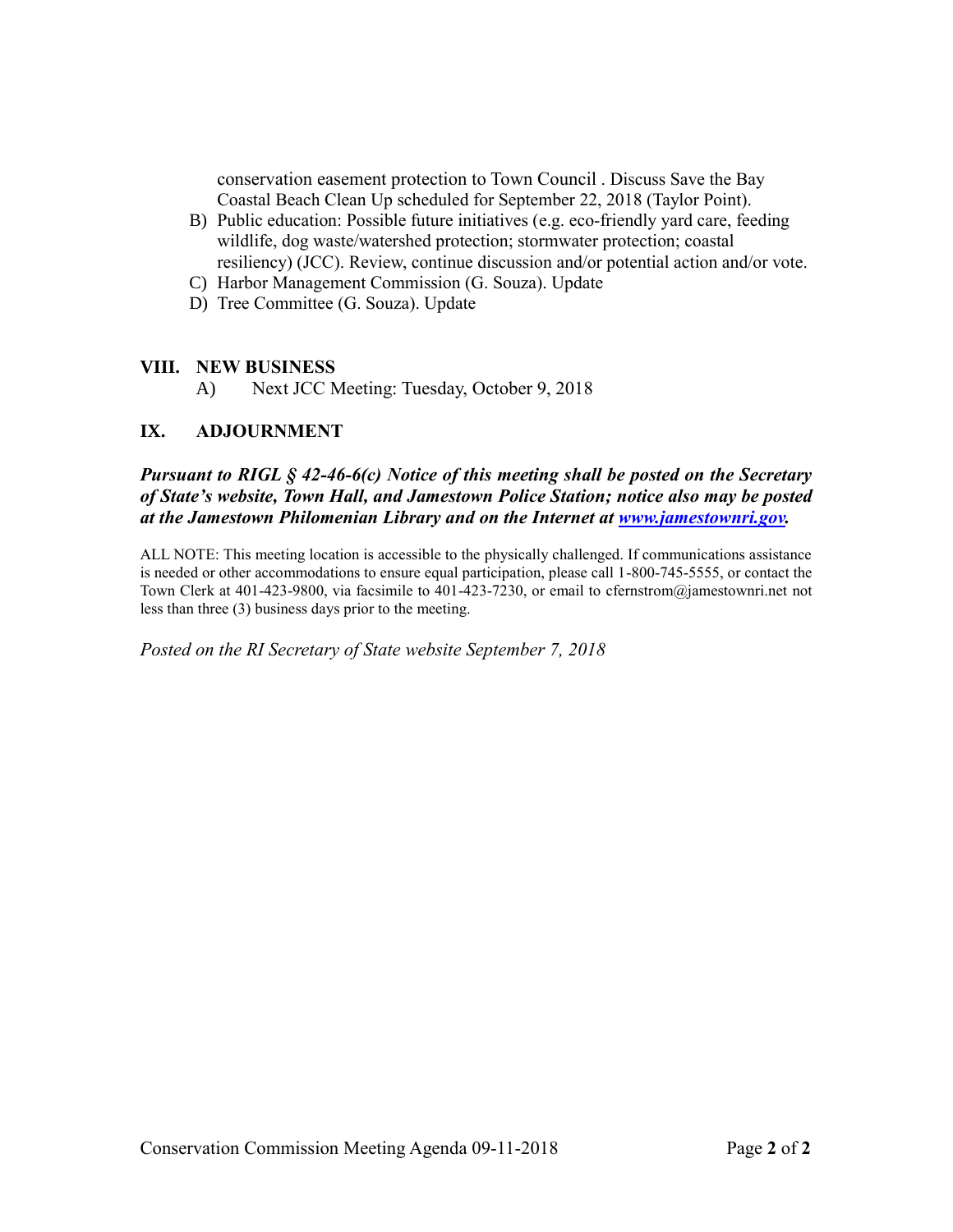conservation easement protection to Town Council . Discuss Save the Bay Coastal Beach Clean Up scheduled for September 22, 2018 (Taylor Point).

B) Public education: Possible future initiatives (e.g. eco-friendly yard care, feeding wildlife, dog waste/watershed protection; stormwater protection; coastal resiliency) (JCC). Review, continue discussion and/or potential action and/or vote.

C) Harbor Management Commission (G. Souza). Update

D) Tree Committee (G. Souza). Update

## VIII. NEW BUSINESS

A) Next JCC Meeting: Tuesday, October 9, 2018

## IX. ADJOURNMENT

***Pursuant to RIGL § 42-46-6(c) Notice of this meeting shall be posted on the Secretary of State's website, Town Hall, and Jamestown Police Station; notice also may be posted at the Jamestown Philomenian Library and on the Internet at [www.jamestownri.gov](www.jamestownri.gov).***

ALL NOTE: This meeting location is accessible to the physically challenged. If communications assistance is needed or other accommodations to ensure equal participation, please call 1-800-745-5555, or contact the Town Clerk at 401-423-9800, via facsimile to 401-423-7230, or email to cfernstrom@jamestownri.net not less than three (3) business days prior to the meeting.

*Posted on the RI Secretary of State website September 7, 2018*